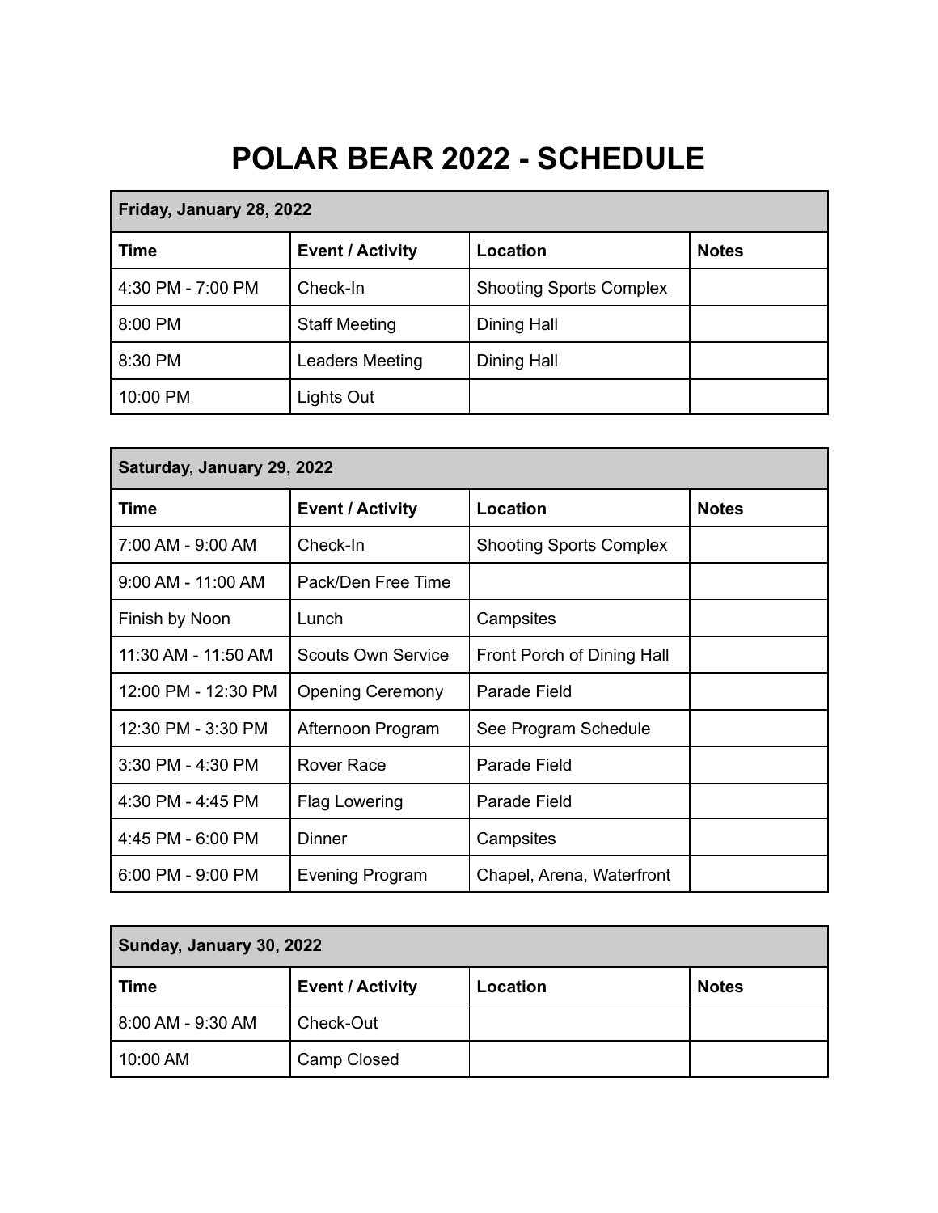# POLAR BEAR 2022 - SCHEDULE

| Friday, January 28, 2022 | | | |
|---|---|---|---|
| **Time** | **Event / Activity** | **Location** | **Notes** |
| 4:30 PM - 7:00 PM | Check-In | Shooting Sports Complex | |
| 8:00 PM | Staff Meeting | Dining Hall | |
| 8:30 PM | Leaders Meeting | Dining Hall | |
| 10:00 PM | Lights Out | | |

| Saturday, January 29, 2022 | | | |
|---|---|---|---|
| **Time** | **Event / Activity** | **Location** | **Notes** |
| 7:00 AM - 9:00 AM | Check-In | Shooting Sports Complex | |
| 9:00 AM - 11:00 AM | Pack/Den Free Time | | |
| Finish by Noon | Lunch | Campsites | |
| 11:30 AM - 11:50 AM | Scouts Own Service | Front Porch of Dining Hall | |
| 12:00 PM - 12:30 PM | Opening Ceremony | Parade Field | |
| 12:30 PM - 3:30 PM | Afternoon Program | See Program Schedule | |
| 3:30 PM - 4:30 PM | Rover Race | Parade Field | |
| 4:30 PM - 4:45 PM | Flag Lowering | Parade Field | |
| 4:45 PM - 6:00 PM | Dinner | Campsites | |
| 6:00 PM - 9:00 PM | Evening Program | Chapel, Arena, Waterfront | |

| Sunday, January 30, 2022 | | | |
|---|---|---|---|
| **Time** | **Event / Activity** | **Location** | **Notes** |
| 8:00 AM - 9:30 AM | Check-Out | | |
| 10:00 AM | Camp Closed | | |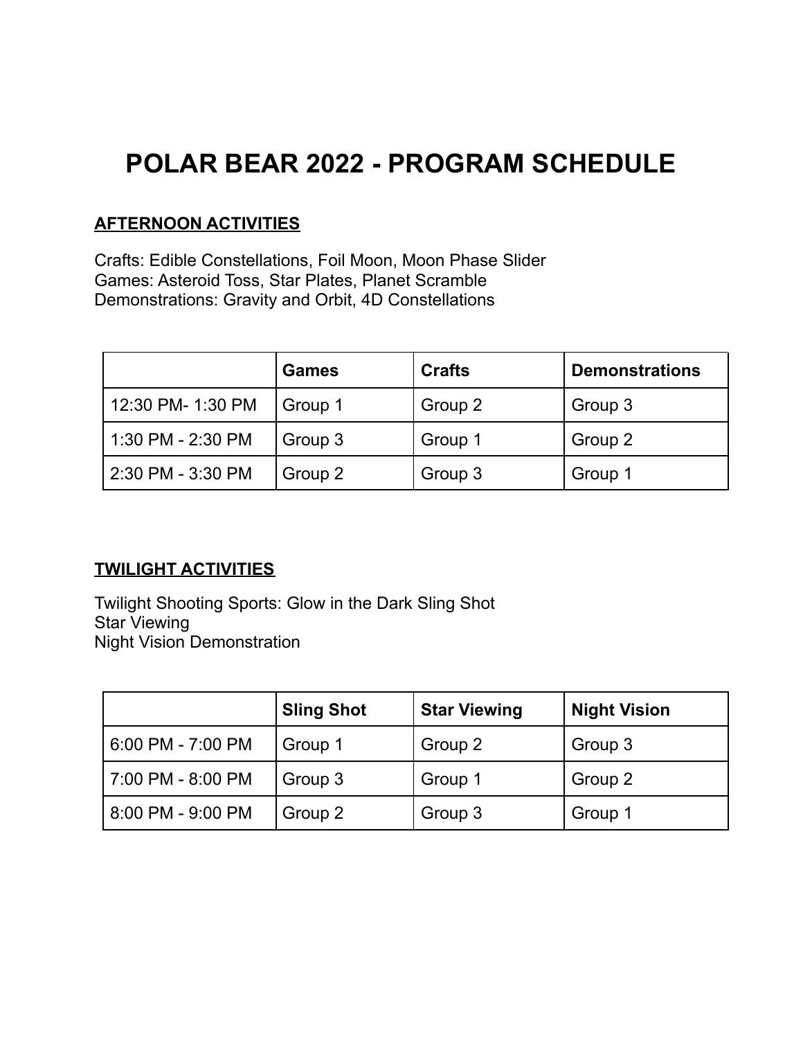# POLAR BEAR 2022 - PROGRAM SCHEDULE

## AFTERNOON ACTIVITIES

Crafts: Edible Constellations, Foil Moon, Moon Phase Slider
Games: Asteroid Toss, Star Plates, Planet Scramble
Demonstrations: Gravity and Orbit, 4D Constellations

| | Games | Crafts | Demonstrations |
|---|---|---|---|
| 12:30 PM- 1:30 PM | Group 1 | Group 2 | Group 3 |
| 1:30 PM - 2:30 PM | Group 3 | Group 1 | Group 2 |
| 2:30 PM - 3:30 PM | Group 2 | Group 3 | Group 1 |

## TWILIGHT ACTIVITIES

Twilight Shooting Sports: Glow in the Dark Sling Shot
Star Viewing
Night Vision Demonstration

| | Sling Shot | Star Viewing | Night Vision |
|---|---|---|---|
| 6:00 PM - 7:00 PM | Group 1 | Group 2 | Group 3 |
| 7:00 PM - 8:00 PM | Group 3 | Group 1 | Group 2 |
| 8:00 PM - 9:00 PM | Group 2 | Group 3 | Group 1 |